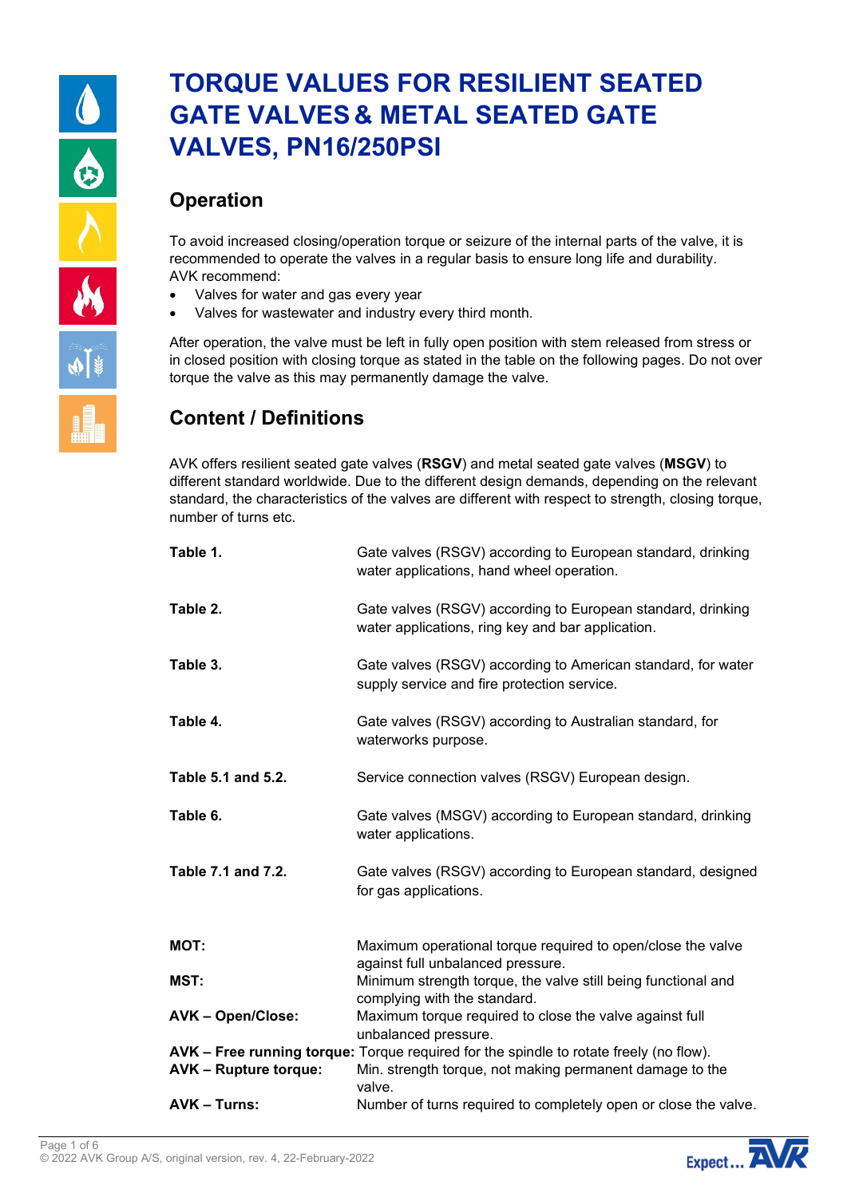# TORQUE VALUES FOR RESILIENT SEATED GATE VALVES & METAL SEATED GATE VALVES, PN16/250PSI

## Operation

To avoid increased closing/operation torque or seizure of the internal parts of the valve, it is recommended to operate the valves in a regular basis to ensure long life and durability.
AVK recommend:

- Valves for water and gas every year
- Valves for wastewater and industry every third month.

After operation, the valve must be left in fully open position with stem released from stress or in closed position with closing torque as stated in the table on the following pages. Do not over torque the valve as this may permanently damage the valve.

## Content / Definitions

AVK offers resilient seated gate valves (**RSGV**) and metal seated gate valves (**MSGV**) to different standard worldwide. Due to the different design demands, depending on the relevant standard, the characteristics of the valves are different with respect to strength, closing torque, number of turns etc.

| | |
|---|---|
| **Table 1.** | Gate valves (RSGV) according to European standard, drinking water applications, hand wheel operation. |
| **Table 2.** | Gate valves (RSGV) according to European standard, drinking water applications, ring key and bar application. |
| **Table 3.** | Gate valves (RSGV) according to American standard, for water supply service and fire protection service. |
| **Table 4.** | Gate valves (RSGV) according to Australian standard, for waterworks purpose. |
| **Table 5.1 and 5.2.** | Service connection valves (RSGV) European design. |
| **Table 6.** | Gate valves (MSGV) according to European standard, drinking water applications. |
| **Table 7.1 and 7.2.** | Gate valves (RSGV) according to European standard, designed for gas applications. |

| | |
|---|---|
| **MOT:** | Maximum operational torque required to open/close the valve against full unbalanced pressure. |
| **MST:** | Minimum strength torque, the valve still being functional and complying with the standard. |
| **AVK – Open/Close:** | Maximum torque required to close the valve against full unbalanced pressure. |
| **AVK – Free running torque:** | Torque required for the spindle to rotate freely (no flow). |
| **AVK – Rupture torque:** | Min. strength torque, not making permanent damage to the valve. |
| **AVK – Turns:** | Number of turns required to completely open or close the valve. |

© 2022 AVK Group A/S, original version, rev. 4, 22-February-2022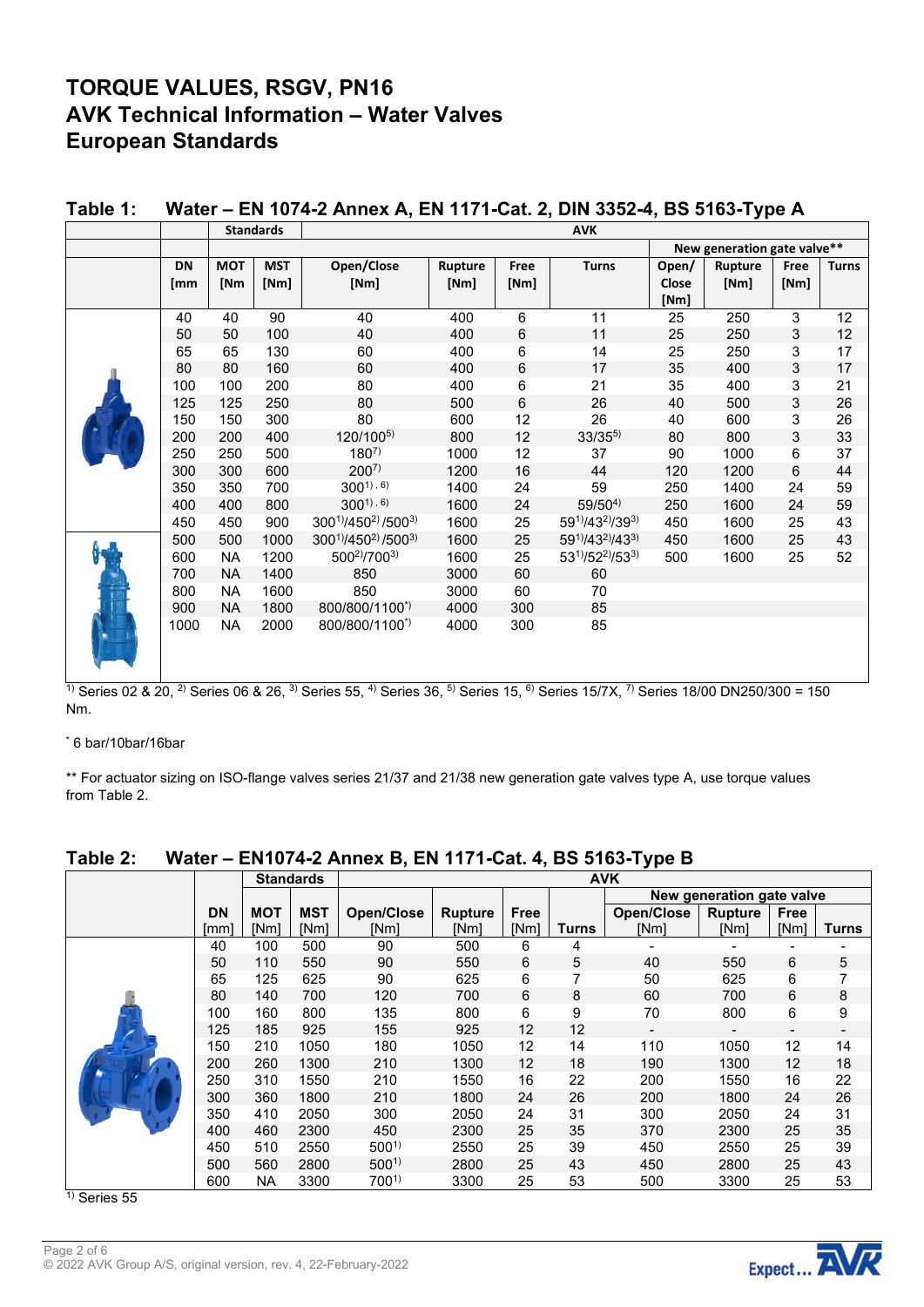# TORQUE VALUES, RSGV, PN16
# AVK Technical Information – Water Valves
# European Standards

## Table 1: Water – EN 1074-2 Annex A, EN 1171-Cat. 2, DIN 3352-4, BS 5163-Type A

| | Standards | | | AVK | | | | | | | |
|---|---|---|---|---|---|---|---|---|---|---|---|
| | | | | | | | New generation gate valve** | | | | |
| DN [mm] | MOT [Nm] | MST [Nm] | Open/Close [Nm] | Rupture [Nm] | Free [Nm] | Turns | Open/Close [Nm] | Rupture [Nm] | Free [Nm] | Turns |
| 40 | 40 | 90 | 40 | 400 | 6 | 11 | 25 | 250 | 3 | 12 |
| 50 | 50 | 100 | 40 | 400 | 6 | 11 | 25 | 250 | 3 | 12 |
| 65 | 65 | 130 | 60 | 400 | 6 | 14 | 25 | 250 | 3 | 17 |
| 80 | 80 | 160 | 60 | 400 | 6 | 17 | 35 | 400 | 3 | 17 |
| 100 | 100 | 200 | 80 | 400 | 6 | 21 | 35 | 400 | 3 | 21 |
| 125 | 125 | 250 | 80 | 500 | 6 | 26 | 40 | 500 | 3 | 26 |
| 150 | 150 | 300 | 80 | 600 | 12 | 26 | 40 | 600 | 3 | 26 |
| 200 | 200 | 400 | 120/100[5] | 800 | 12 | 33/35[5] | 80 | 800 | 3 | 33 |
| 250 | 250 | 500 | 180[7] | 1000 | 12 | 37 | 90 | 1000 | 6 | 37 |
| 300 | 300 | 600 | 200[7] | 1200 | 16 | 44 | 120 | 1200 | 6 | 44 |
| 350 | 350 | 700 | 300[1, 6] | 1400 | 24 | 59 | 250 | 1400 | 24 | 59 |
| 400 | 400 | 800 | 300[1, 6] | 1600 | 24 | 59/50[4] | 250 | 1600 | 24 | 59 |
| 450 | 450 | 900 | 300[1]/450[2]/500[3] | 1600 | 25 | 59[1]/43[2]/39[3] | 450 | 1600 | 25 | 43 |
| 500 | 500 | 1000 | 300[1]/450[2]/500[3] | 1600 | 25 | 59[1]/43[2]/43[3] | 450 | 1600 | 25 | 43 |
| 600 | NA | 1200 | 500[2]/700[3] | 1600 | 25 | 53[1]/52[2]/53[3] | 500 | 1600 | 25 | 52 |
| 700 | NA | 1400 | 850 | 3000 | 60 | 60 | | | | |
| 800 | NA | 1600 | 850 | 3000 | 60 | 70 | | | | |
| 900 | NA | 1800 | 800/800/1100* | 4000 | 300 | 85 | | | | |
| 1000 | NA | 2000 | 800/800/1100* | 4000 | 300 | 85 | | | | |

[1] Series 02 & 20, [2] Series 06 & 26, [3] Series 55, [4] Series 36, [5] Series 15, [6] Series 15/7X, [7] Series 18/00 DN250/300 = 150 Nm.

* 6 bar/10bar/16bar

** For actuator sizing on ISO-flange valves series 21/37 and 21/38 new generation gate valves type A, use torque values from Table 2.

## Table 2: Water – EN1074-2 Annex B, EN 1171-Cat. 4, BS 5163-Type B

| | Standards | | AVK | | | | | | | |
|---|---|---|---|---|---|---|---|---|---|---|
| | | | | | | | New generation gate valve | | | |
| DN [mm] | MOT [Nm] | MST [Nm] | Open/Close [Nm] | Rupture [Nm] | Free [Nm] | Turns | Open/Close [Nm] | Rupture [Nm] | Free [Nm] | Turns |
| 40 | 100 | 500 | 90 | 500 | 6 | 4 | - | - | - | - |
| 50 | 110 | 550 | 90 | 550 | 6 | 5 | 40 | 550 | 6 | 5 |
| 65 | 125 | 625 | 90 | 625 | 6 | 7 | 50 | 625 | 6 | 7 |
| 80 | 140 | 700 | 120 | 700 | 6 | 8 | 60 | 700 | 6 | 8 |
| 100 | 160 | 800 | 135 | 800 | 6 | 9 | 70 | 800 | 6 | 9 |
| 125 | 185 | 925 | 155 | 925 | 12 | 12 | - | - | - | - |
| 150 | 210 | 1050 | 180 | 1050 | 12 | 14 | 110 | 1050 | 12 | 14 |
| 200 | 260 | 1300 | 210 | 1300 | 12 | 18 | 190 | 1300 | 12 | 18 |
| 250 | 310 | 1550 | 210 | 1550 | 16 | 22 | 200 | 1550 | 16 | 22 |
| 300 | 360 | 1800 | 210 | 1800 | 24 | 26 | 200 | 1800 | 24 | 26 |
| 350 | 410 | 2050 | 300 | 2050 | 24 | 31 | 300 | 2050 | 24 | 31 |
| 400 | 460 | 2300 | 450 | 2300 | 25 | 35 | 370 | 2300 | 25 | 35 |
| 450 | 510 | 2550 | 500[1] | 2550 | 25 | 39 | 450 | 2550 | 25 | 39 |
| 500 | 560 | 2800 | 500[1] | 2800 | 25 | 43 | 450 | 2800 | 25 | 43 |
| 600 | NA | 3300 | 700[1] | 3300 | 25 | 53 | 500 | 3300 | 25 | 53 |

[1] Series 55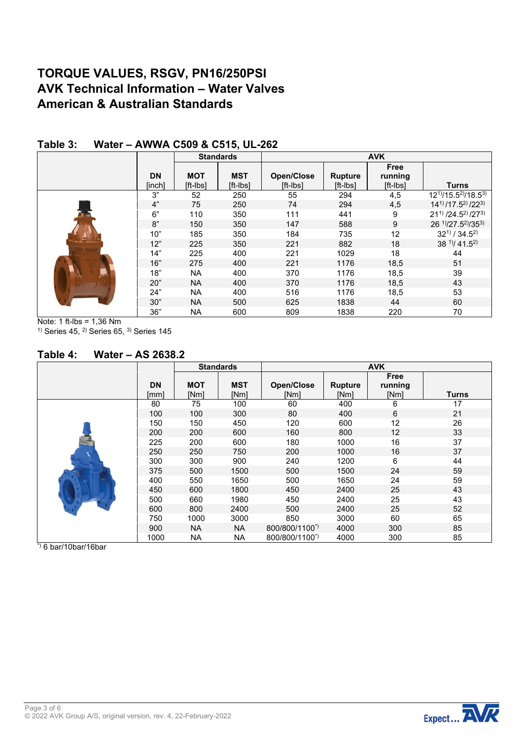# TORQUE VALUES, RSGV, PN16/250PSI
# AVK Technical Information – Water Valves
# American & Australian Standards

## Table 3: Water – AWWA C509 & C515, UL-262

| | Standards | | AVK | | | |
|---|---|---|---|---|---|---|
| **DN** [inch] | **MOT** [ft-lbs] | **MST** [ft-lbs] | **Open/Close** [ft-lbs] | **Rupture** [ft-lbs] | **Free running** [ft-lbs] | **Turns** |
| 3" | 52 | 250 | 55 | 294 | 4,5 | 12[1]/15.5[2]/18.5[3] |
| 4" | 75 | 250 | 74 | 294 | 4,5 | 14[1] /17.5[2] /22[3] |
| 6" | 110 | 350 | 111 | 441 | 9 | 21[1] /24.5[2] /27[3] |
| 8" | 150 | 350 | 147 | 588 | 9 | 26 [1]/27.5[2]/35[3] |
| 10" | 185 | 350 | 184 | 735 | 12 | 32[1] / 34.5[2] |
| 12" | 225 | 350 | 221 | 882 | 18 | 38 [1]/ 41.5[2] |
| 14" | 225 | 400 | 221 | 1029 | 18 | 44 |
| 16" | 275 | 400 | 221 | 1176 | 18,5 | 51 |
| 18" | NA | 400 | 370 | 1176 | 18,5 | 39 |
| 20" | NA | 400 | 370 | 1176 | 18,5 | 43 |
| 24" | NA | 400 | 516 | 1176 | 18,5 | 53 |
| 30" | NA | 500 | 625 | 1838 | 44 | 60 |
| 36" | NA | 600 | 809 | 1838 | 220 | 70 |

Note: 1 ft-lbs = 1,36 Nm

[1] Series 45, [2] Series 65, [3] Series 145

## Table 4: Water – AS 2638.2

| | Standards | | AVK | | | |
|---|---|---|---|---|---|---|
| **DN** [mm] | **MOT** [Nm] | **MST** [Nm] | **Open/Close** [Nm] | **Rupture** [Nm] | **Free running** [Nm] | **Turns** |
| 80 | 75 | 100 | 60 | 400 | 6 | 17 |
| 100 | 100 | 300 | 80 | 400 | 6 | 21 |
| 150 | 150 | 450 | 120 | 600 | 12 | 26 |
| 200 | 200 | 600 | 160 | 800 | 12 | 33 |
| 225 | 200 | 600 | 180 | 1000 | 16 | 37 |
| 250 | 250 | 750 | 200 | 1000 | 16 | 37 |
| 300 | 300 | 900 | 240 | 1200 | 6 | 44 |
| 375 | 500 | 1500 | 500 | 1500 | 24 | 59 |
| 400 | 550 | 1650 | 500 | 1650 | 24 | 59 |
| 450 | 600 | 1800 | 450 | 2400 | 25 | 43 |
| 500 | 660 | 1980 | 450 | 2400 | 25 | 43 |
| 600 | 800 | 2400 | 500 | 2400 | 25 | 52 |
| 750 | 1000 | 3000 | 850 | 3000 | 60 | 65 |
| 900 | NA | NA | 800/800/1100[*] | 4000 | 300 | 85 |
| 1000 | NA | NA | 800/800/1100[*] | 4000 | 300 | 85 |

[*] 6 bar/10bar/16bar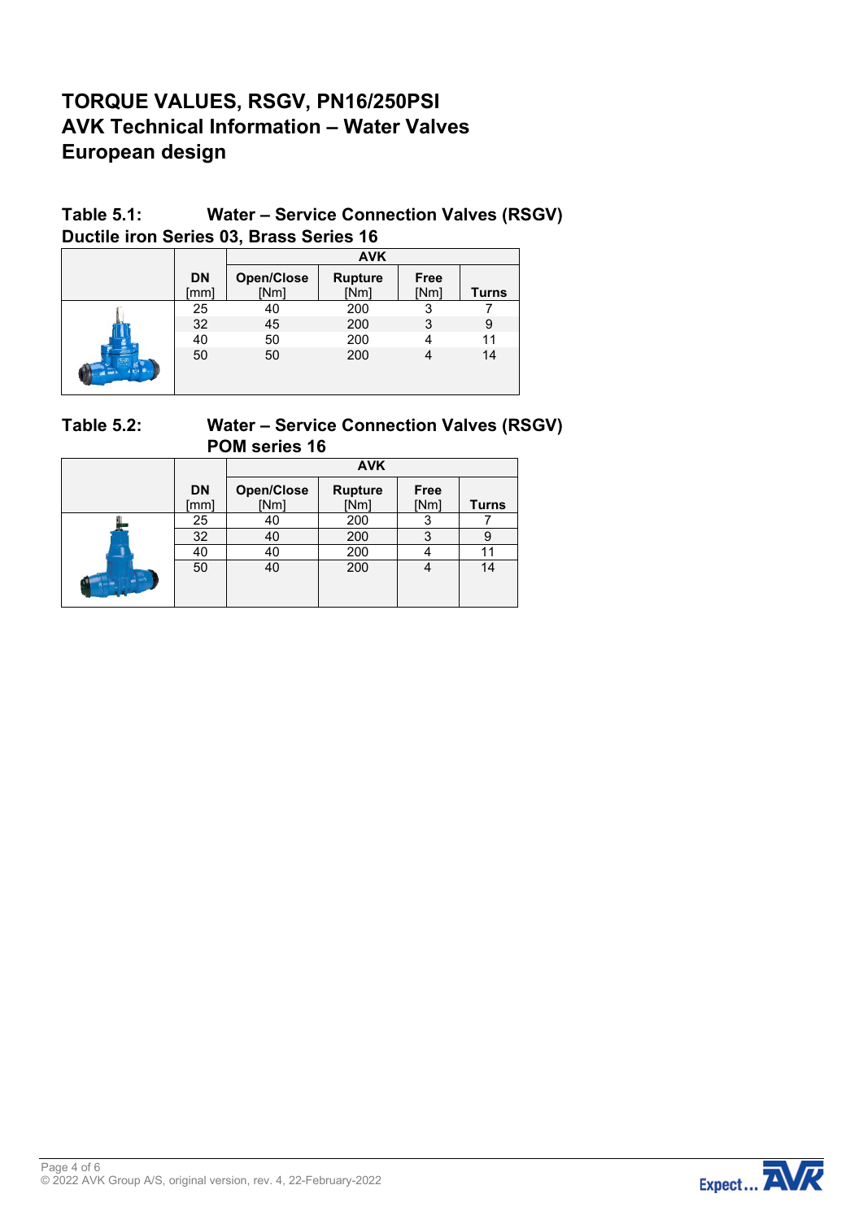# TORQUE VALUES, RSGV, PN16/250PSI
# AVK Technical Information – Water Valves
# European design

## Table 5.1: Water – Service Connection Valves (RSGV)
## Ductile iron Series 03, Brass Series 16

| | | AVK | | | |
|---|---|---|---|---|---|
| | DN [mm] | Open/Close [Nm] | Rupture [Nm] | Free [Nm] | Turns |
| | 25 | 40 | 200 | 3 | 7 |
| | 32 | 45 | 200 | 3 | 9 |
| | 40 | 50 | 200 | 4 | 11 |
| | 50 | 50 | 200 | 4 | 14 |

## Table 5.2: Water – Service Connection Valves (RSGV)
## POM series 16

| | | AVK | | | |
|---|---|---|---|---|---|
| | DN [mm] | Open/Close [Nm] | Rupture [Nm] | Free [Nm] | Turns |
| | 25 | 40 | 200 | 3 | 7 |
| | 32 | 40 | 200 | 3 | 9 |
| | 40 | 40 | 200 | 4 | 11 |
| | 50 | 40 | 200 | 4 | 14 |

© 2022 AVK Group A/S, original version, rev. 4, 22-February-2022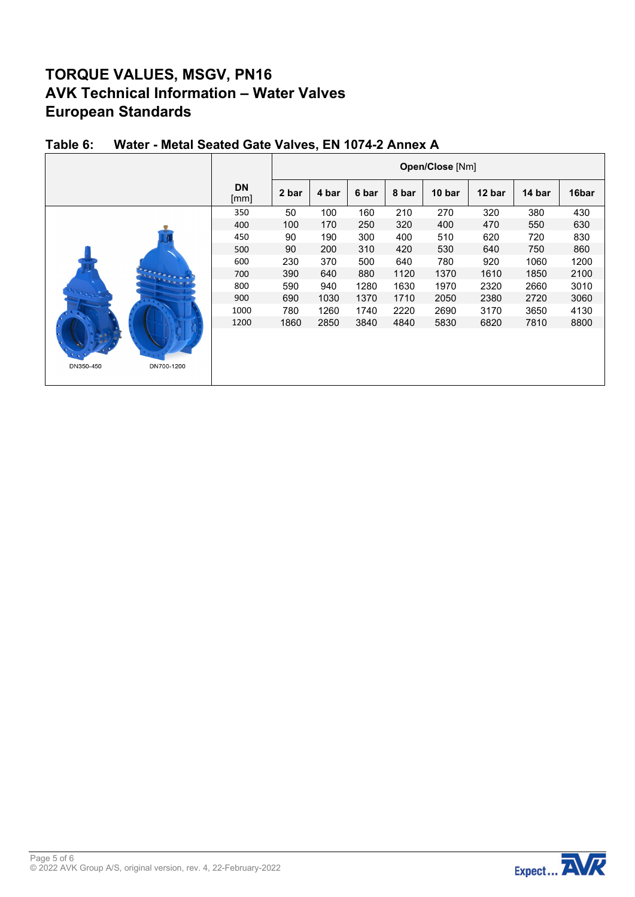# TORQUE VALUES, MSGV, PN16
# AVK Technical Information – Water Valves
# European Standards

## Table 6: Water - Metal Seated Gate Valves, EN 1074-2 Annex A

| DN [mm] | Open/Close [Nm] | | | | | | | |
|---|---|---|---|---|---|---|---|---|
| | 2 bar | 4 bar | 6 bar | 8 bar | 10 bar | 12 bar | 14 bar | 16bar |
| 350 | 50 | 100 | 160 | 210 | 270 | 320 | 380 | 430 |
| 400 | 100 | 170 | 250 | 320 | 400 | 470 | 550 | 630 |
| 450 | 90 | 190 | 300 | 400 | 510 | 620 | 720 | 830 |
| 500 | 90 | 200 | 310 | 420 | 530 | 640 | 750 | 860 |
| 600 | 230 | 370 | 500 | 640 | 780 | 920 | 1060 | 1200 |
| 700 | 390 | 640 | 880 | 1120 | 1370 | 1610 | 1850 | 2100 |
| 800 | 590 | 940 | 1280 | 1630 | 1970 | 2320 | 2660 | 3010 |
| 900 | 690 | 1030 | 1370 | 1710 | 2050 | 2380 | 2720 | 3060 |
| 1000 | 780 | 1260 | 1740 | 2220 | 2690 | 3170 | 3650 | 4130 |
| 1200 | 1860 | 2850 | 3840 | 4840 | 5830 | 6820 | 7810 | 8800 |

DN350-450 DN700-1200

© 2022 AVK Group A/S, original version, rev. 4, 22-February-2022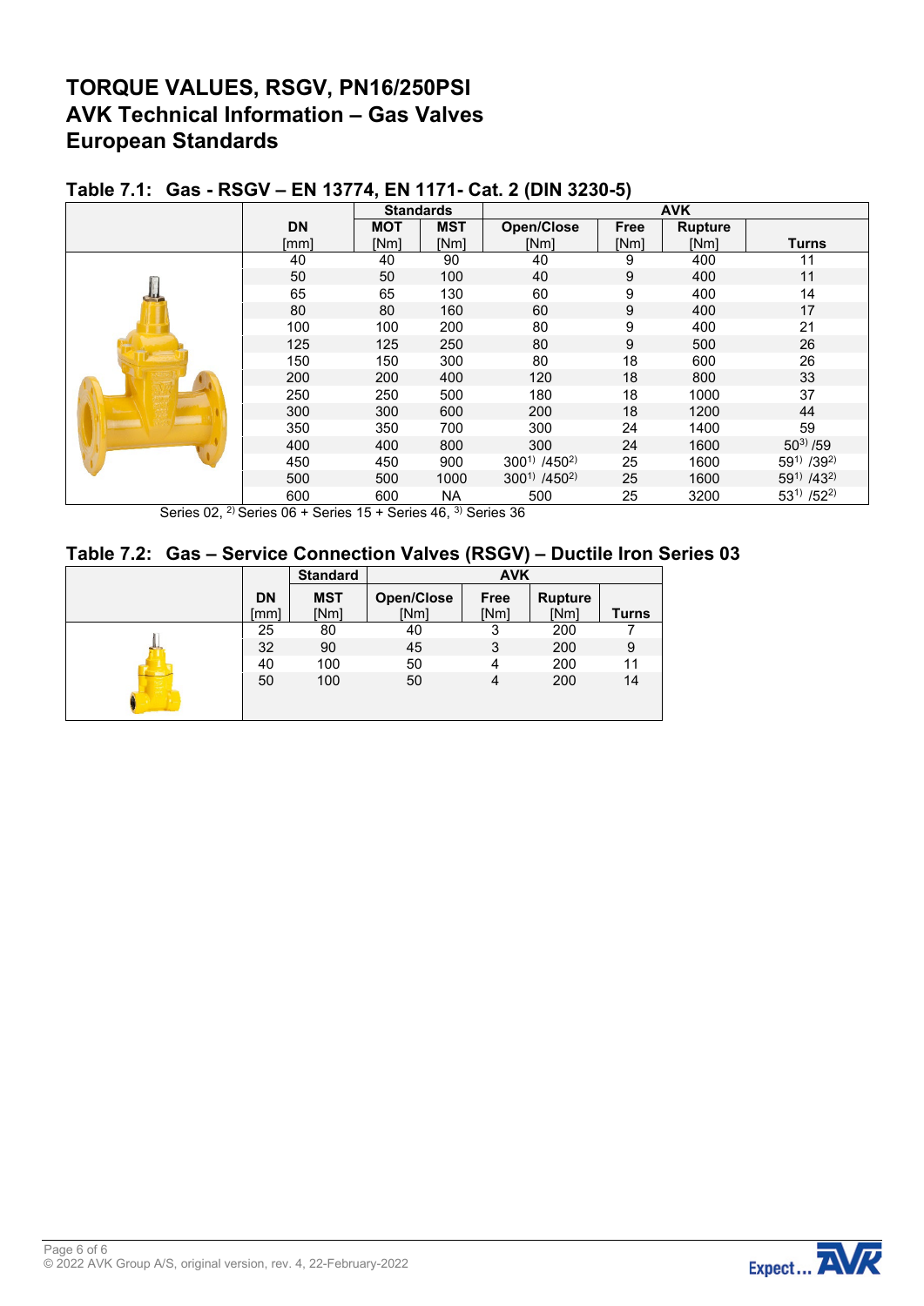# TORQUE VALUES, RSGV, PN16/250PSI
# AVK Technical Information – Gas Valves
# European Standards

## Table 7.1: Gas - RSGV – EN 13774, EN 1171- Cat. 2 (DIN 3230-5)

| | | Standards | | AVK | | | |
|---|---|---|---|---|---|---|---|
| | **DN** [mm] | **MOT** [Nm] | **MST** [Nm] | **Open/Close** [Nm] | **Free** [Nm] | **Rupture** [Nm] | **Turns** |
| | 40 | 40 | 90 | 40 | 9 | 400 | 11 |
| | 50 | 50 | 100 | 40 | 9 | 400 | 11 |
| | 65 | 65 | 130 | 60 | 9 | 400 | 14 |
| | 80 | 80 | 160 | 60 | 9 | 400 | 17 |
| | 100 | 100 | 200 | 80 | 9 | 400 | 21 |
| | 125 | 125 | 250 | 80 | 9 | 500 | 26 |
| | 150 | 150 | 300 | 80 | 18 | 600 | 26 |
| | 200 | 200 | 400 | 120 | 18 | 800 | 33 |
| | 250 | 250 | 500 | 180 | 18 | 1000 | 37 |
| | 300 | 300 | 600 | 200 | 18 | 1200 | 44 |
| | 350 | 350 | 700 | 300 | 24 | 1400 | 59 |
| | 400 | 400 | 800 | 300 | 24 | 1600 | 50[3] /59 |
| | 450 | 450 | 900 | 300[1] /450[2] | 25 | 1600 | 59[1] /39[2] |
| | 500 | 500 | 1000 | 300[1] /450[2] | 25 | 1600 | 59[1] /43[2] |
| | 600 | 600 | NA | 500 | 25 | 3200 | 53[1] /52[2] |

Series 02, [2] Series 06 + Series 15 + Series 46, [3] Series 36

## Table 7.2: Gas – Service Connection Valves (RSGV) – Ductile Iron Series 03

| | | Standard | AVK | | | |
|---|---|---|---|---|---|---|
| | **DN** [mm] | **MST** [Nm] | **Open/Close** [Nm] | **Free** [Nm] | **Rupture** [Nm] | **Turns** |
| | 25 | 80 | 40 | 3 | 200 | 7 |
| | 32 | 90 | 45 | 3 | 200 | 9 |
| | 40 | 100 | 50 | 4 | 200 | 11 |
| | 50 | 100 | 50 | 4 | 200 | 14 |

© 2022 AVK Group A/S, original version, rev. 4, 22-February-2022